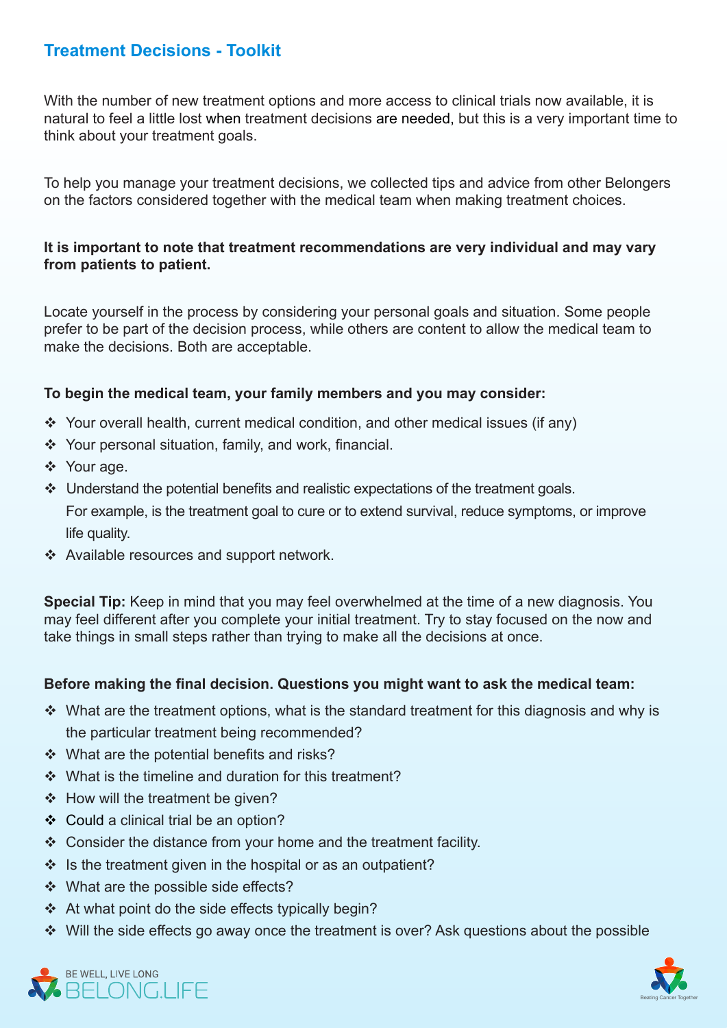## Treatment Decisions - Toolkit

With the number of new treatment options and more access to clinical trials now available, it is natural to feel a little lost when treatment decisions are needed, but this is a very important time to think about your treatment goals.

To help you manage your treatment decisions, we collected tips and advice from other Belongers on the factors considered together with the medical team when making treatment choices.

**It is important to note that treatment recommendations are very individual and may vary from patients to patient.**

Locate yourself in the process by considering your personal goals and situation. Some people prefer to be part of the decision process, while others are content to allow the medical team to make the decisions. Both are acceptable.

**To begin the medical team, your family members and you may consider:**

- Your overall health, current medical condition, and other medical issues (if any)
- Your personal situation, family, and work, financial.
- Your age.
- Understand the potential benefits and realistic expectations of the treatment goals. For example, is the treatment goal to cure or to extend survival, reduce symptoms, or improve life quality.
- Available resources and support network.

**Special Tip:** Keep in mind that you may feel overwhelmed at the time of a new diagnosis. You may feel different after you complete your initial treatment. Try to stay focused on the now and take things in small steps rather than trying to make all the decisions at once.

**Before making the final decision. Questions you might want to ask the medical team:**

- What are the treatment options, what is the standard treatment for this diagnosis and why is the particular treatment being recommended?
- What are the potential benefits and risks?
- What is the timeline and duration for this treatment?
- How will the treatment be given?
- Could a clinical trial be an option?
- Consider the distance from your home and the treatment facility.
- Is the treatment given in the hospital or as an outpatient?
- What are the possible side effects?
- At what point do the side effects typically begin?
- Will the side effects go away once the treatment is over? Ask questions about the possible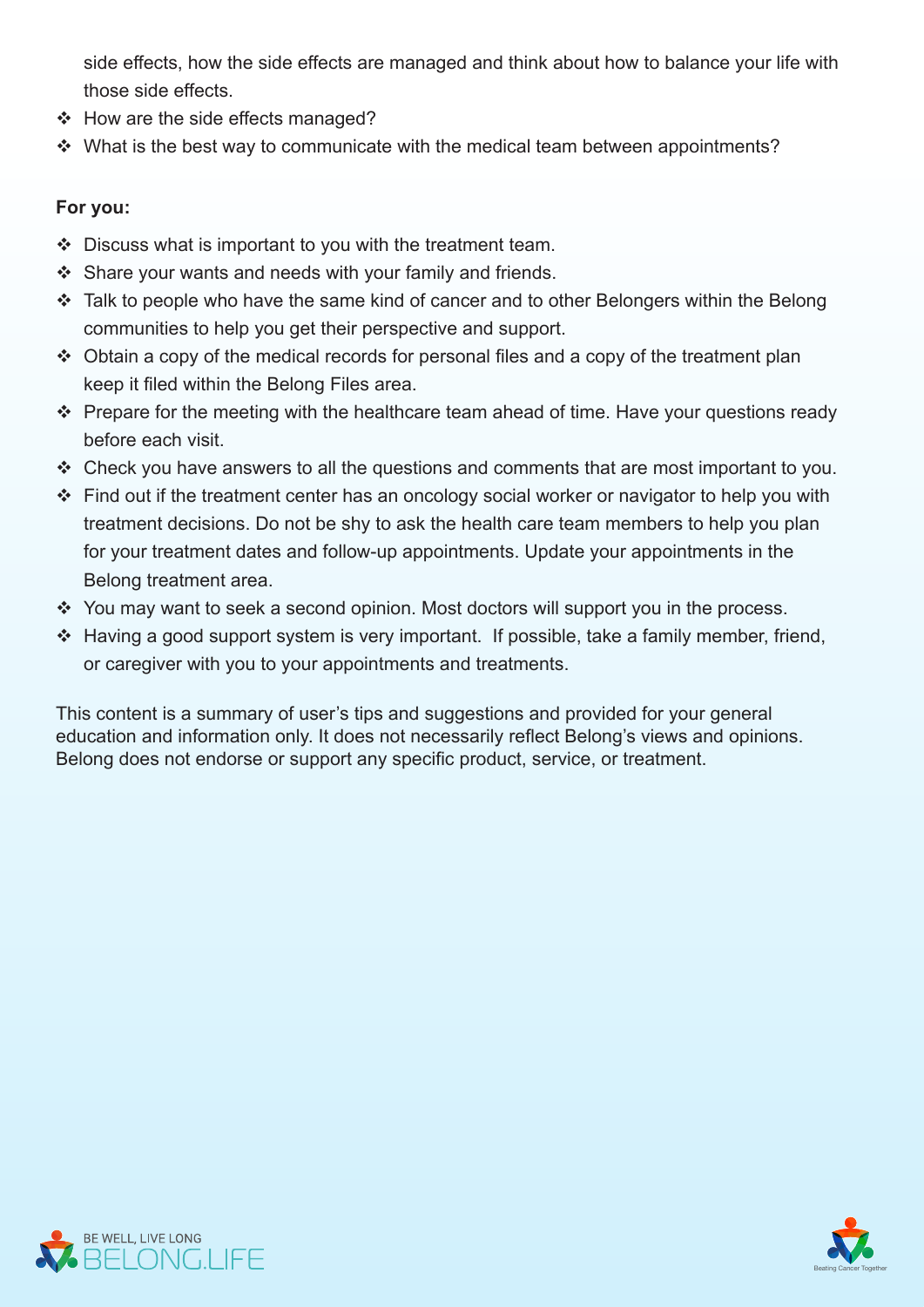side effects, how the side effects are managed and think about how to balance your life with those side effects.

- How are the side effects managed?
- What is the best way to communicate with the medical team between appointments?

**For you:**

- Discuss what is important to you with the treatment team.
- Share your wants and needs with your family and friends.
- Talk to people who have the same kind of cancer and to other Belongers within the Belong communities to help you get their perspective and support.
- Obtain a copy of the medical records for personal files and a copy of the treatment plan keep it filed within the Belong Files area.
- Prepare for the meeting with the healthcare team ahead of time. Have your questions ready before each visit.
- Check you have answers to all the questions and comments that are most important to you.
- Find out if the treatment center has an oncology social worker or navigator to help you with treatment decisions. Do not be shy to ask the health care team members to help you plan for your treatment dates and follow-up appointments. Update your appointments in the Belong treatment area.
- You may want to seek a second opinion. Most doctors will support you in the process.
- Having a good support system is very important. If possible, take a family member, friend, or caregiver with you to your appointments and treatments.

This content is a summary of user's tips and suggestions and provided for your general education and information only. It does not necessarily reflect Belong's views and opinions. Belong does not endorse or support any specific product, service, or treatment.